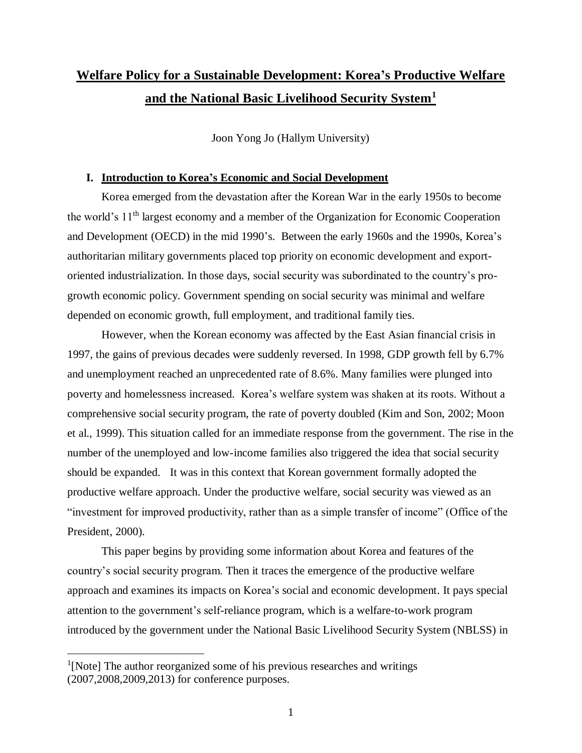# Welfare Policy for a Sustainable Development: Korea's Productive Welfare and the National Basic Livelihood Security System[1]

Joon Yong Jo (Hallym University)

## I. Introduction to Korea's Economic and Social Development

Korea emerged from the devastation after the Korean War in the early 1950s to become the world's 11th largest economy and a member of the Organization for Economic Cooperation and Development (OECD) in the mid 1990's. Between the early 1960s and the 1990s, Korea's authoritarian military governments placed top priority on economic development and export-oriented industrialization. In those days, social security was subordinated to the country's pro-growth economic policy. Government spending on social security was minimal and welfare depended on economic growth, full employment, and traditional family ties.

However, when the Korean economy was affected by the East Asian financial crisis in 1997, the gains of previous decades were suddenly reversed. In 1998, GDP growth fell by 6.7% and unemployment reached an unprecedented rate of 8.6%. Many families were plunged into poverty and homelessness increased. Korea's welfare system was shaken at its roots. Without a comprehensive social security program, the rate of poverty doubled (Kim and Son, 2002; Moon et al., 1999). This situation called for an immediate response from the government. The rise in the number of the unemployed and low-income families also triggered the idea that social security should be expanded. It was in this context that Korean government formally adopted the productive welfare approach. Under the productive welfare, social security was viewed as an "investment for improved productivity, rather than as a simple transfer of income" (Office of the President, 2000).

This paper begins by providing some information about Korea and features of the country's social security program. Then it traces the emergence of the productive welfare approach and examines its impacts on Korea's social and economic development. It pays special attention to the government's self-reliance program, which is a welfare-to-work program introduced by the government under the National Basic Livelihood Security System (NBLSS) in

[1][Note] The author reorganized some of his previous researches and writings (2007,2008,2009,2013) for conference purposes.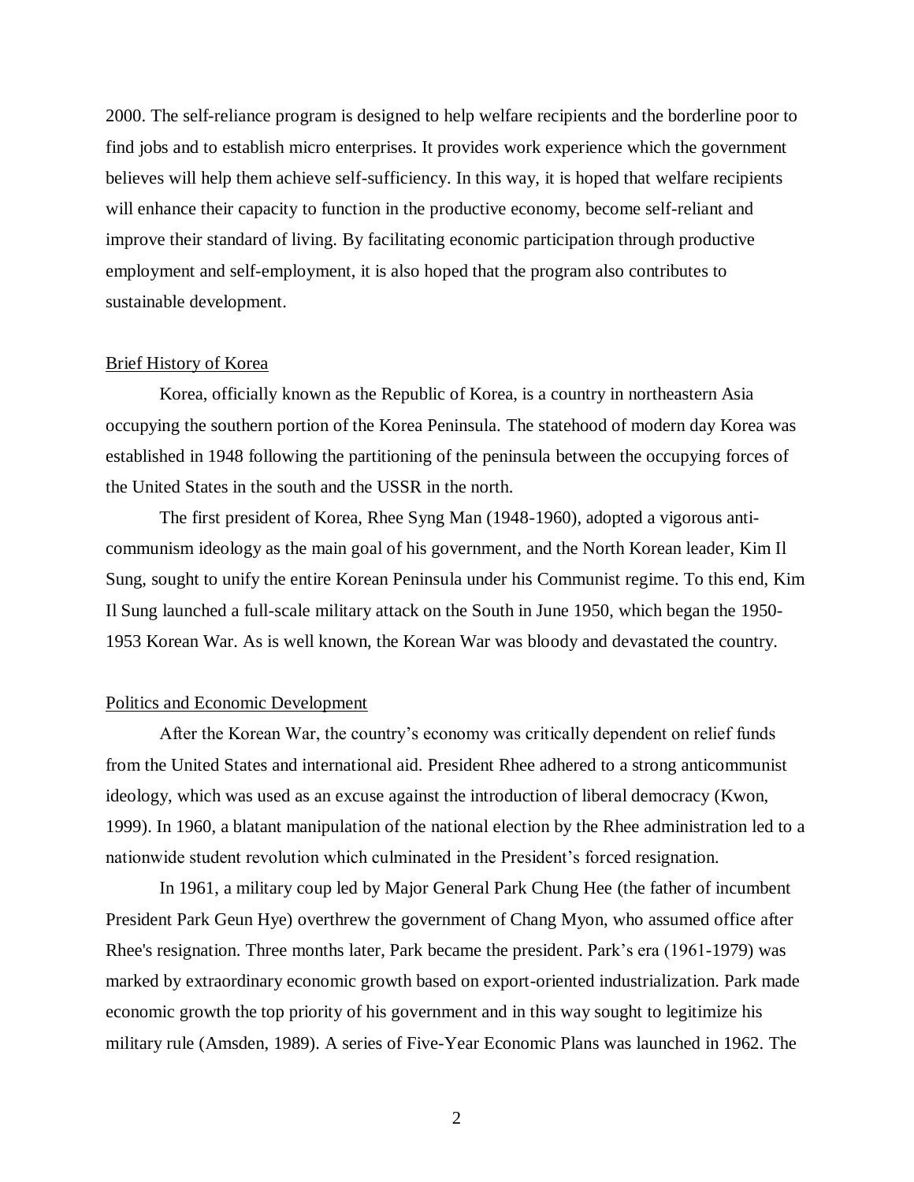2000. The self-reliance program is designed to help welfare recipients and the borderline poor to find jobs and to establish micro enterprises. It provides work experience which the government believes will help them achieve self-sufficiency. In this way, it is hoped that welfare recipients will enhance their capacity to function in the productive economy, become self-reliant and improve their standard of living. By facilitating economic participation through productive employment and self-employment, it is also hoped that the program also contributes to sustainable development.

## Brief History of Korea

Korea, officially known as the Republic of Korea, is a country in northeastern Asia occupying the southern portion of the Korea Peninsula. The statehood of modern day Korea was established in 1948 following the partitioning of the peninsula between the occupying forces of the United States in the south and the USSR in the north.

The first president of Korea, Rhee Syng Man (1948-1960), adopted a vigorous anti-communism ideology as the main goal of his government, and the North Korean leader, Kim Il Sung, sought to unify the entire Korean Peninsula under his Communist regime. To this end, Kim Il Sung launched a full-scale military attack on the South in June 1950, which began the 1950-1953 Korean War. As is well known, the Korean War was bloody and devastated the country.

## Politics and Economic Development

After the Korean War, the country's economy was critically dependent on relief funds from the United States and international aid. President Rhee adhered to a strong anticommunist ideology, which was used as an excuse against the introduction of liberal democracy (Kwon, 1999). In 1960, a blatant manipulation of the national election by the Rhee administration led to a nationwide student revolution which culminated in the President's forced resignation.

In 1961, a military coup led by Major General Park Chung Hee (the father of incumbent President Park Geun Hye) overthrew the government of Chang Myon, who assumed office after Rhee's resignation. Three months later, Park became the president. Park's era (1961-1979) was marked by extraordinary economic growth based on export-oriented industrialization. Park made economic growth the top priority of his government and in this way sought to legitimize his military rule (Amsden, 1989). A series of Five-Year Economic Plans was launched in 1962. The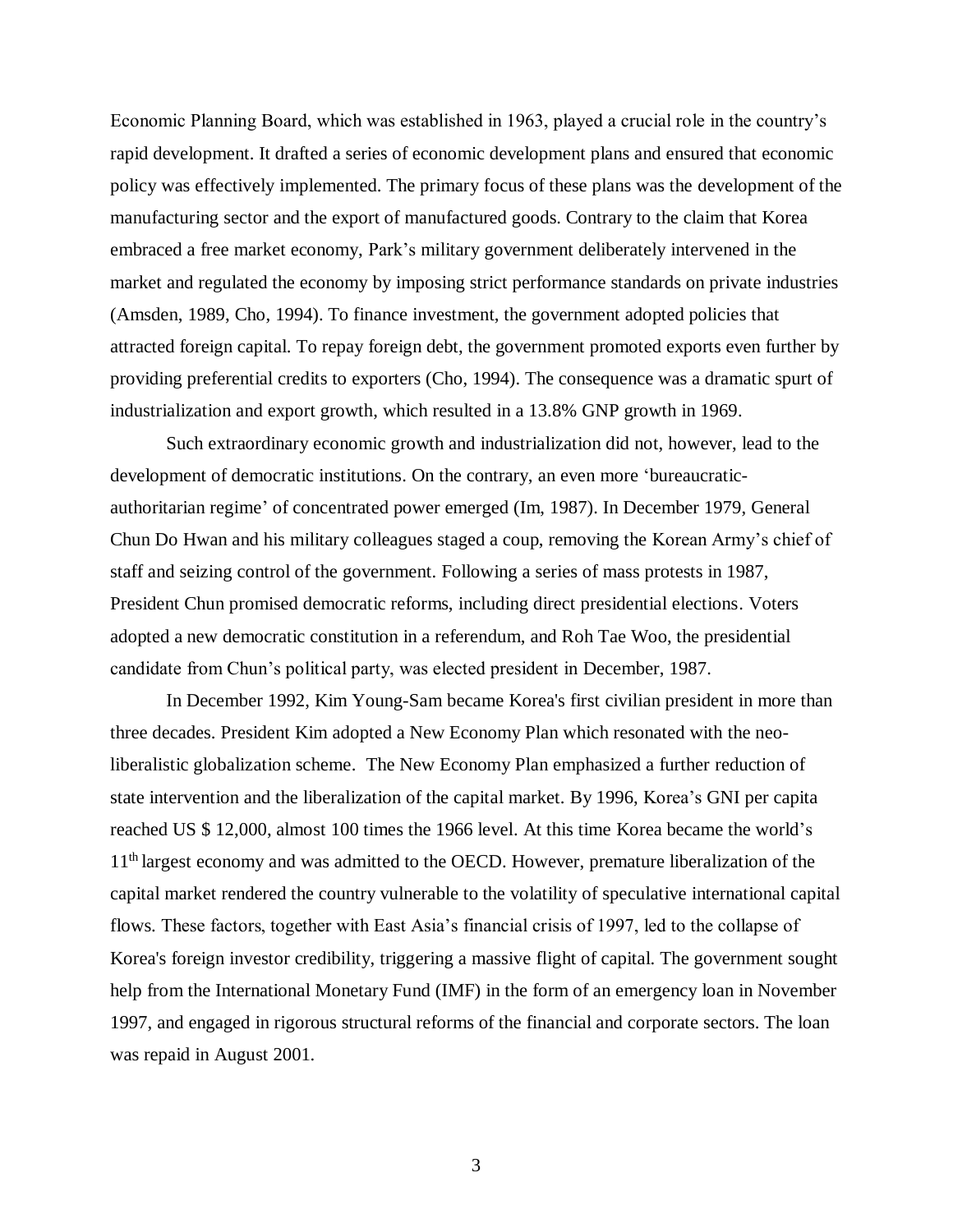Economic Planning Board, which was established in 1963, played a crucial role in the country's rapid development. It drafted a series of economic development plans and ensured that economic policy was effectively implemented. The primary focus of these plans was the development of the manufacturing sector and the export of manufactured goods. Contrary to the claim that Korea embraced a free market economy, Park's military government deliberately intervened in the market and regulated the economy by imposing strict performance standards on private industries (Amsden, 1989, Cho, 1994). To finance investment, the government adopted policies that attracted foreign capital. To repay foreign debt, the government promoted exports even further by providing preferential credits to exporters (Cho, 1994). The consequence was a dramatic spurt of industrialization and export growth, which resulted in a 13.8% GNP growth in 1969.

Such extraordinary economic growth and industrialization did not, however, lead to the development of democratic institutions. On the contrary, an even more 'bureaucratic-authoritarian regime' of concentrated power emerged (Im, 1987). In December 1979, General Chun Do Hwan and his military colleagues staged a coup, removing the Korean Army's chief of staff and seizing control of the government. Following a series of mass protests in 1987, President Chun promised democratic reforms, including direct presidential elections. Voters adopted a new democratic constitution in a referendum, and Roh Tae Woo, the presidential candidate from Chun's political party, was elected president in December, 1987.

In December 1992, Kim Young-Sam became Korea's first civilian president in more than three decades. President Kim adopted a New Economy Plan which resonated with the neo-liberalistic globalization scheme. The New Economy Plan emphasized a further reduction of state intervention and the liberalization of the capital market. By 1996, Korea's GNI per capita reached US $ 12,000, almost 100 times the 1966 level. At this time Korea became the world's 11th largest economy and was admitted to the OECD. However, premature liberalization of the capital market rendered the country vulnerable to the volatility of speculative international capital flows. These factors, together with East Asia's financial crisis of 1997, led to the collapse of Korea's foreign investor credibility, triggering a massive flight of capital. The government sought help from the International Monetary Fund (IMF) in the form of an emergency loan in November 1997, and engaged in rigorous structural reforms of the financial and corporate sectors. The loan was repaid in August 2001.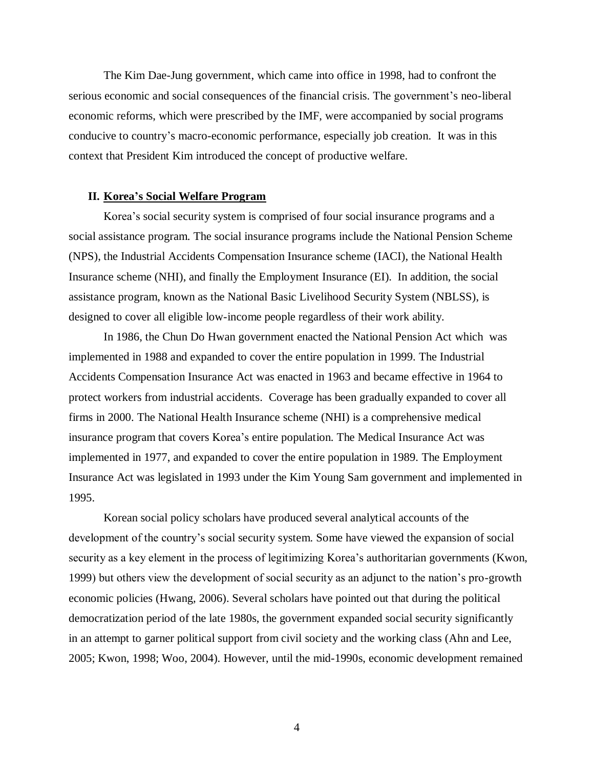The Kim Dae-Jung government, which came into office in 1998, had to confront the serious economic and social consequences of the financial crisis. The government's neo-liberal economic reforms, which were prescribed by the IMF, were accompanied by social programs conducive to country's macro-economic performance, especially job creation. It was in this context that President Kim introduced the concept of productive welfare.

## II. <u>Korea's Social Welfare Program</u>

Korea's social security system is comprised of four social insurance programs and a social assistance program. The social insurance programs include the National Pension Scheme (NPS), the Industrial Accidents Compensation Insurance scheme (IACI), the National Health Insurance scheme (NHI), and finally the Employment Insurance (EI). In addition, the social assistance program, known as the National Basic Livelihood Security System (NBLSS), is designed to cover all eligible low-income people regardless of their work ability.

In 1986, the Chun Do Hwan government enacted the National Pension Act which was implemented in 1988 and expanded to cover the entire population in 1999. The Industrial Accidents Compensation Insurance Act was enacted in 1963 and became effective in 1964 to protect workers from industrial accidents. Coverage has been gradually expanded to cover all firms in 2000. The National Health Insurance scheme (NHI) is a comprehensive medical insurance program that covers Korea's entire population. The Medical Insurance Act was implemented in 1977, and expanded to cover the entire population in 1989. The Employment Insurance Act was legislated in 1993 under the Kim Young Sam government and implemented in 1995.

Korean social policy scholars have produced several analytical accounts of the development of the country's social security system. Some have viewed the expansion of social security as a key element in the process of legitimizing Korea's authoritarian governments (Kwon, 1999) but others view the development of social security as an adjunct to the nation's pro-growth economic policies (Hwang, 2006). Several scholars have pointed out that during the political democratization period of the late 1980s, the government expanded social security significantly in an attempt to garner political support from civil society and the working class (Ahn and Lee, 2005; Kwon, 1998; Woo, 2004). However, until the mid-1990s, economic development remained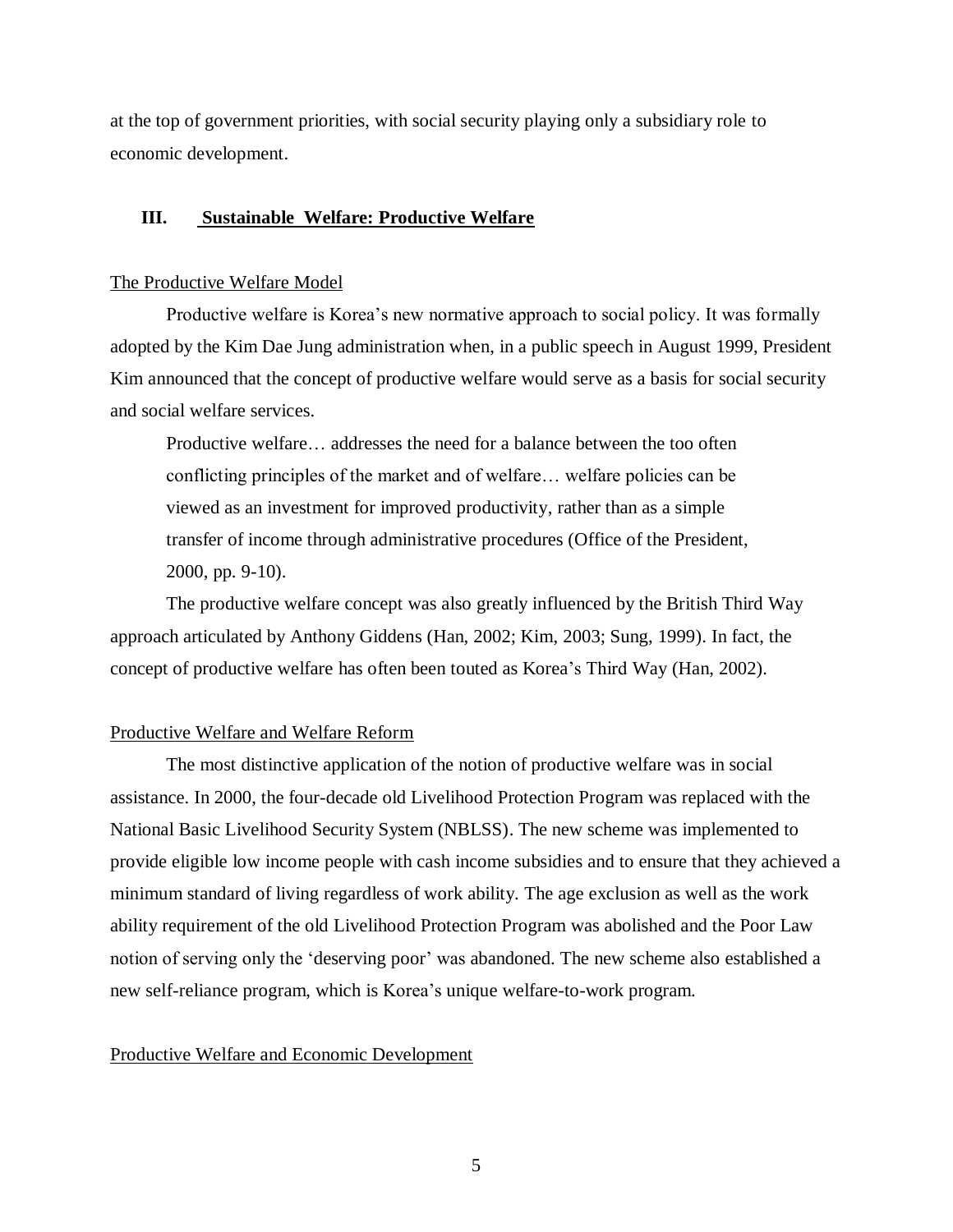at the top of government priorities, with social security playing only a subsidiary role to economic development.

## III. <u>Sustainable Welfare: Productive Welfare</u>

### <u>The Productive Welfare Model</u>

Productive welfare is Korea's new normative approach to social policy. It was formally adopted by the Kim Dae Jung administration when, in a public speech in August 1999, President Kim announced that the concept of productive welfare would serve as a basis for social security and social welfare services.

> Productive welfare… addresses the need for a balance between the too often conflicting principles of the market and of welfare… welfare policies can be viewed as an investment for improved productivity, rather than as a simple transfer of income through administrative procedures (Office of the President, 2000, pp. 9-10).

The productive welfare concept was also greatly influenced by the British Third Way approach articulated by Anthony Giddens (Han, 2002; Kim, 2003; Sung, 1999). In fact, the concept of productive welfare has often been touted as Korea's Third Way (Han, 2002).

### <u>Productive Welfare and Welfare Reform</u>

The most distinctive application of the notion of productive welfare was in social assistance. In 2000, the four-decade old Livelihood Protection Program was replaced with the National Basic Livelihood Security System (NBLSS). The new scheme was implemented to provide eligible low income people with cash income subsidies and to ensure that they achieved a minimum standard of living regardless of work ability. The age exclusion as well as the work ability requirement of the old Livelihood Protection Program was abolished and the Poor Law notion of serving only the 'deserving poor' was abandoned. The new scheme also established a new self-reliance program, which is Korea's unique welfare-to-work program.

### <u>Productive Welfare and Economic Development</u>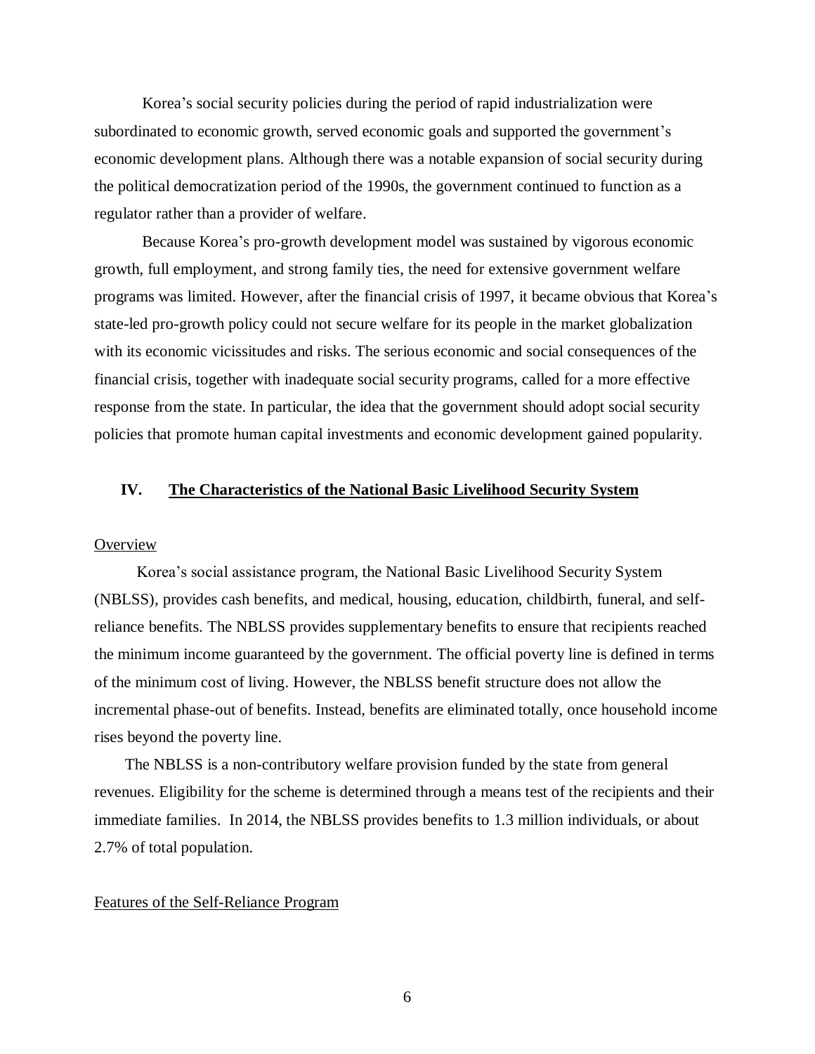Korea's social security policies during the period of rapid industrialization were subordinated to economic growth, served economic goals and supported the government's economic development plans. Although there was a notable expansion of social security during the political democratization period of the 1990s, the government continued to function as a regulator rather than a provider of welfare.

Because Korea's pro-growth development model was sustained by vigorous economic growth, full employment, and strong family ties, the need for extensive government welfare programs was limited. However, after the financial crisis of 1997, it became obvious that Korea's state-led pro-growth policy could not secure welfare for its people in the market globalization with its economic vicissitudes and risks. The serious economic and social consequences of the financial crisis, together with inadequate social security programs, called for a more effective response from the state. In particular, the idea that the government should adopt social security policies that promote human capital investments and economic development gained popularity.

## IV. The Characteristics of the National Basic Livelihood Security System

### Overview

Korea's social assistance program, the National Basic Livelihood Security System (NBLSS), provides cash benefits, and medical, housing, education, childbirth, funeral, and self-reliance benefits. The NBLSS provides supplementary benefits to ensure that recipients reached the minimum income guaranteed by the government. The official poverty line is defined in terms of the minimum cost of living. However, the NBLSS benefit structure does not allow the incremental phase-out of benefits. Instead, benefits are eliminated totally, once household income rises beyond the poverty line.

The NBLSS is a non-contributory welfare provision funded by the state from general revenues. Eligibility for the scheme is determined through a means test of the recipients and their immediate families. In 2014, the NBLSS provides benefits to 1.3 million individuals, or about 2.7% of total population.

### Features of the Self-Reliance Program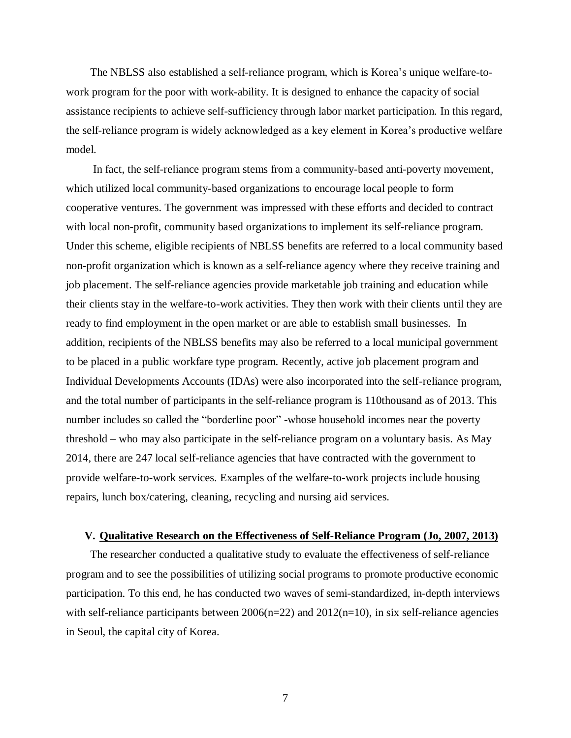The NBLSS also established a self-reliance program, which is Korea's unique welfare-to-work program for the poor with work-ability. It is designed to enhance the capacity of social assistance recipients to achieve self-sufficiency through labor market participation. In this regard, the self-reliance program is widely acknowledged as a key element in Korea's productive welfare model.

In fact, the self-reliance program stems from a community-based anti-poverty movement, which utilized local community-based organizations to encourage local people to form cooperative ventures. The government was impressed with these efforts and decided to contract with local non-profit, community based organizations to implement its self-reliance program. Under this scheme, eligible recipients of NBLSS benefits are referred to a local community based non-profit organization which is known as a self-reliance agency where they receive training and job placement. The self-reliance agencies provide marketable job training and education while their clients stay in the welfare-to-work activities. They then work with their clients until they are ready to find employment in the open market or are able to establish small businesses. In addition, recipients of the NBLSS benefits may also be referred to a local municipal government to be placed in a public workfare type program. Recently, active job placement program and Individual Developments Accounts (IDAs) were also incorporated into the self-reliance program, and the total number of participants in the self-reliance program is 110thousand as of 2013. This number includes so called the "borderline poor" -whose household incomes near the poverty threshold – who may also participate in the self-reliance program on a voluntary basis. As May 2014, there are 247 local self-reliance agencies that have contracted with the government to provide welfare-to-work services. Examples of the welfare-to-work projects include housing repairs, lunch box/catering, cleaning, recycling and nursing aid services.

## V. Qualitative Research on the Effectiveness of Self-Reliance Program (Jo, 2007, 2013)

The researcher conducted a qualitative study to evaluate the effectiveness of self-reliance program and to see the possibilities of utilizing social programs to promote productive economic participation. To this end, he has conducted two waves of semi-standardized, in-depth interviews with self-reliance participants between 2006(n=22) and 2012(n=10), in six self-reliance agencies in Seoul, the capital city of Korea.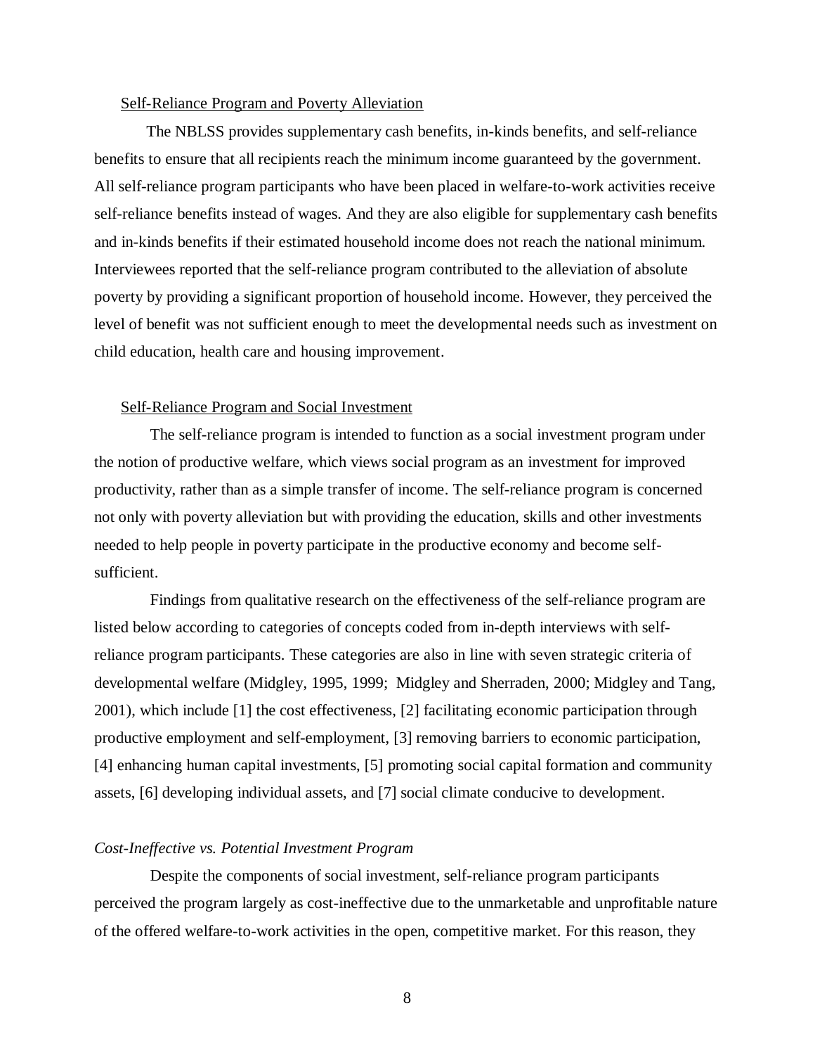Self-Reliance Program and Poverty Alleviation

The NBLSS provides supplementary cash benefits, in-kinds benefits, and self-reliance benefits to ensure that all recipients reach the minimum income guaranteed by the government. All self-reliance program participants who have been placed in welfare-to-work activities receive self-reliance benefits instead of wages. And they are also eligible for supplementary cash benefits and in-kinds benefits if their estimated household income does not reach the national minimum. Interviewees reported that the self-reliance program contributed to the alleviation of absolute poverty by providing a significant proportion of household income. However, they perceived the level of benefit was not sufficient enough to meet the developmental needs such as investment on child education, health care and housing improvement.

Self-Reliance Program and Social Investment

The self-reliance program is intended to function as a social investment program under the notion of productive welfare, which views social program as an investment for improved productivity, rather than as a simple transfer of income. The self-reliance program is concerned not only with poverty alleviation but with providing the education, skills and other investments needed to help people in poverty participate in the productive economy and become self-sufficient.

Findings from qualitative research on the effectiveness of the self-reliance program are listed below according to categories of concepts coded from in-depth interviews with self-reliance program participants. These categories are also in line with seven strategic criteria of developmental welfare (Midgley, 1995, 1999; Midgley and Sherraden, 2000; Midgley and Tang, 2001), which include [1] the cost effectiveness, [2] facilitating economic participation through productive employment and self-employment, [3] removing barriers to economic participation, [4] enhancing human capital investments, [5] promoting social capital formation and community assets, [6] developing individual assets, and [7] social climate conducive to development.

*Cost-Ineffective vs. Potential Investment Program*

Despite the components of social investment, self-reliance program participants perceived the program largely as cost-ineffective due to the unmarketable and unprofitable nature of the offered welfare-to-work activities in the open, competitive market. For this reason, they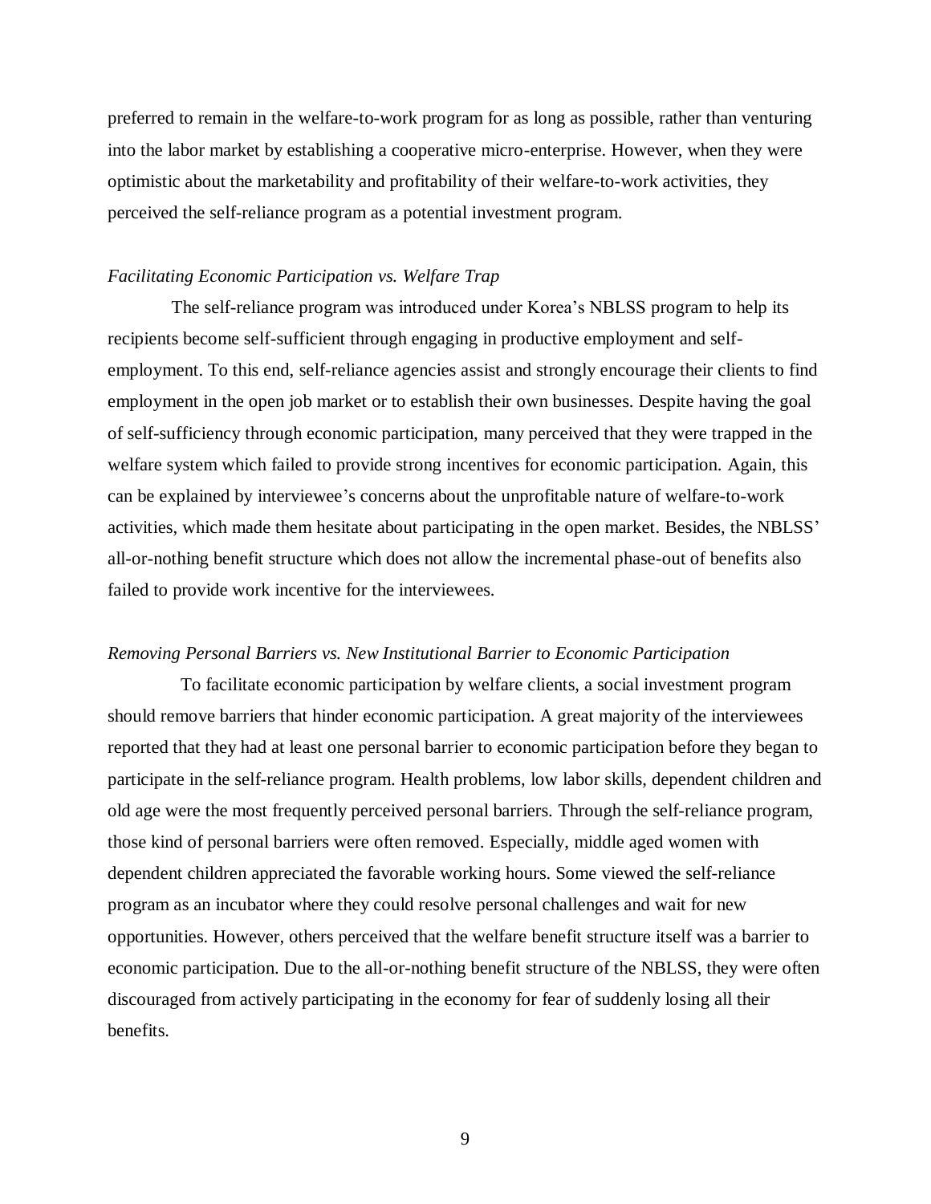preferred to remain in the welfare-to-work program for as long as possible, rather than venturing into the labor market by establishing a cooperative micro-enterprise. However, when they were optimistic about the marketability and profitability of their welfare-to-work activities, they perceived the self-reliance program as a potential investment program.

*Facilitating Economic Participation vs. Welfare Trap*

The self-reliance program was introduced under Korea's NBLSS program to help its recipients become self-sufficient through engaging in productive employment and self-employment. To this end, self-reliance agencies assist and strongly encourage their clients to find employment in the open job market or to establish their own businesses. Despite having the goal of self-sufficiency through economic participation, many perceived that they were trapped in the welfare system which failed to provide strong incentives for economic participation. Again, this can be explained by interviewee's concerns about the unprofitable nature of welfare-to-work activities, which made them hesitate about participating in the open market. Besides, the NBLSS' all-or-nothing benefit structure which does not allow the incremental phase-out of benefits also failed to provide work incentive for the interviewees.

*Removing Personal Barriers vs. New Institutional Barrier to Economic Participation*

To facilitate economic participation by welfare clients, a social investment program should remove barriers that hinder economic participation. A great majority of the interviewees reported that they had at least one personal barrier to economic participation before they began to participate in the self-reliance program. Health problems, low labor skills, dependent children and old age were the most frequently perceived personal barriers. Through the self-reliance program, those kind of personal barriers were often removed. Especially, middle aged women with dependent children appreciated the favorable working hours. Some viewed the self-reliance program as an incubator where they could resolve personal challenges and wait for new opportunities. However, others perceived that the welfare benefit structure itself was a barrier to economic participation. Due to the all-or-nothing benefit structure of the NBLSS, they were often discouraged from actively participating in the economy for fear of suddenly losing all their benefits.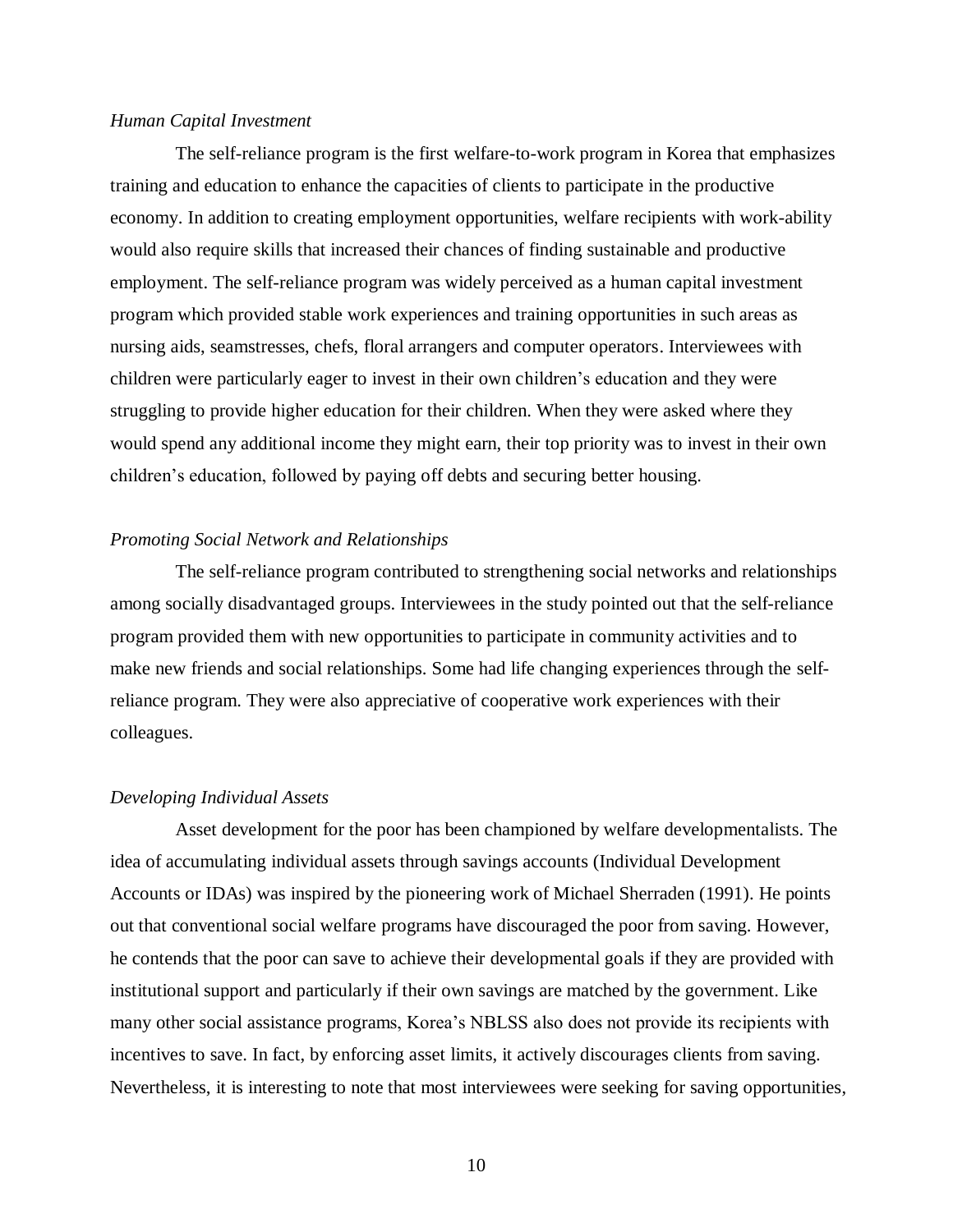*Human Capital Investment*

The self-reliance program is the first welfare-to-work program in Korea that emphasizes training and education to enhance the capacities of clients to participate in the productive economy. In addition to creating employment opportunities, welfare recipients with work-ability would also require skills that increased their chances of finding sustainable and productive employment. The self-reliance program was widely perceived as a human capital investment program which provided stable work experiences and training opportunities in such areas as nursing aids, seamstresses, chefs, floral arrangers and computer operators. Interviewees with children were particularly eager to invest in their own children's education and they were struggling to provide higher education for their children. When they were asked where they would spend any additional income they might earn, their top priority was to invest in their own children's education, followed by paying off debts and securing better housing.

*Promoting Social Network and Relationships*

The self-reliance program contributed to strengthening social networks and relationships among socially disadvantaged groups. Interviewees in the study pointed out that the self-reliance program provided them with new opportunities to participate in community activities and to make new friends and social relationships. Some had life changing experiences through the self-reliance program. They were also appreciative of cooperative work experiences with their colleagues.

*Developing Individual Assets*

Asset development for the poor has been championed by welfare developmentalists. The idea of accumulating individual assets through savings accounts (Individual Development Accounts or IDAs) was inspired by the pioneering work of Michael Sherraden (1991). He points out that conventional social welfare programs have discouraged the poor from saving. However, he contends that the poor can save to achieve their developmental goals if they are provided with institutional support and particularly if their own savings are matched by the government. Like many other social assistance programs, Korea's NBLSS also does not provide its recipients with incentives to save. In fact, by enforcing asset limits, it actively discourages clients from saving. Nevertheless, it is interesting to note that most interviewees were seeking for saving opportunities,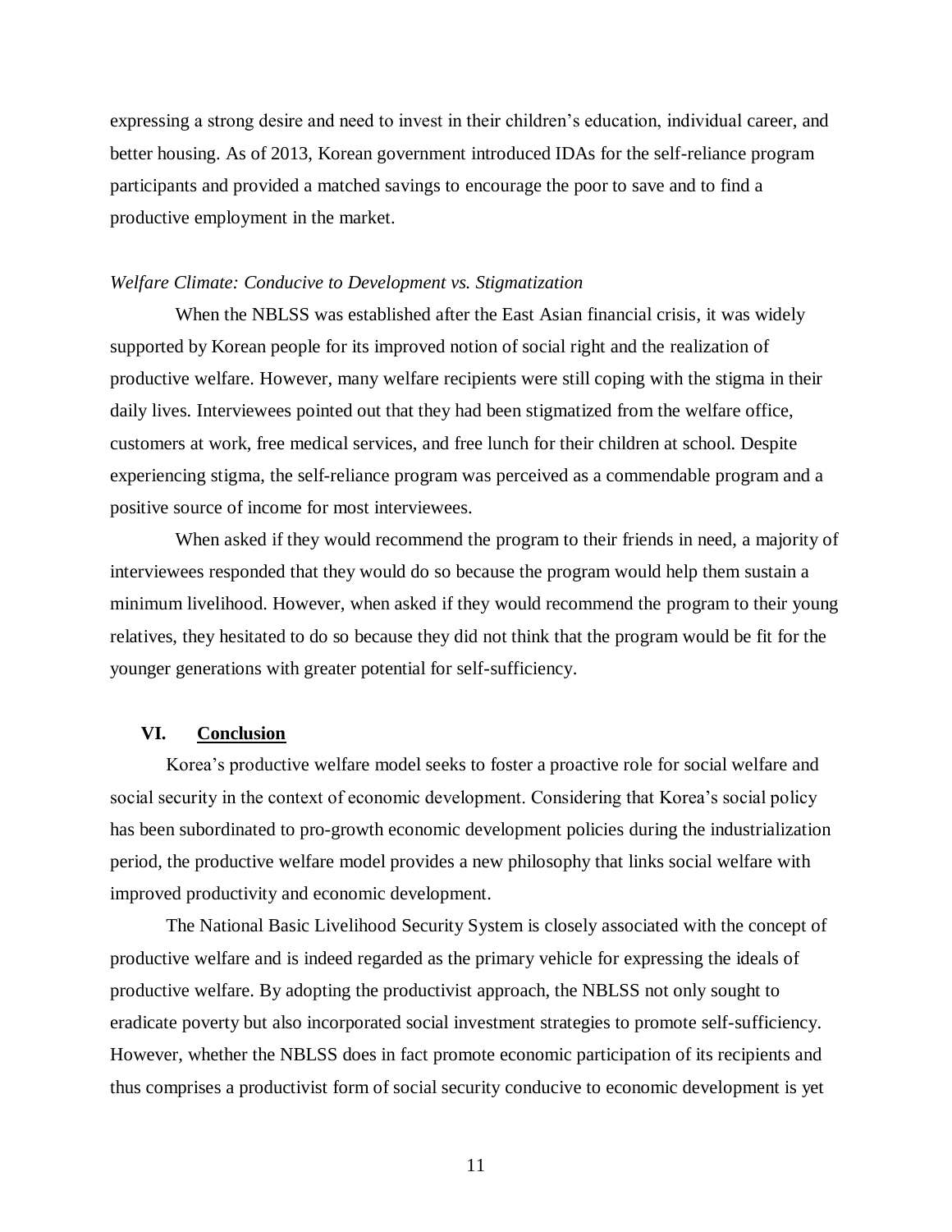expressing a strong desire and need to invest in their children's education, individual career, and better housing. As of 2013, Korean government introduced IDAs for the self-reliance program participants and provided a matched savings to encourage the poor to save and to find a productive employment in the market.

*Welfare Climate: Conducive to Development vs. Stigmatization*

When the NBLSS was established after the East Asian financial crisis, it was widely supported by Korean people for its improved notion of social right and the realization of productive welfare. However, many welfare recipients were still coping with the stigma in their daily lives. Interviewees pointed out that they had been stigmatized from the welfare office, customers at work, free medical services, and free lunch for their children at school. Despite experiencing stigma, the self-reliance program was perceived as a commendable program and a positive source of income for most interviewees.

When asked if they would recommend the program to their friends in need, a majority of interviewees responded that they would do so because the program would help them sustain a minimum livelihood. However, when asked if they would recommend the program to their young relatives, they hesitated to do so because they did not think that the program would be fit for the younger generations with greater potential for self-sufficiency.

## VI. Conclusion

Korea's productive welfare model seeks to foster a proactive role for social welfare and social security in the context of economic development. Considering that Korea's social policy has been subordinated to pro-growth economic development policies during the industrialization period, the productive welfare model provides a new philosophy that links social welfare with improved productivity and economic development.

The National Basic Livelihood Security System is closely associated with the concept of productive welfare and is indeed regarded as the primary vehicle for expressing the ideals of productive welfare. By adopting the productivist approach, the NBLSS not only sought to eradicate poverty but also incorporated social investment strategies to promote self-sufficiency. However, whether the NBLSS does in fact promote economic participation of its recipients and thus comprises a productivist form of social security conducive to economic development is yet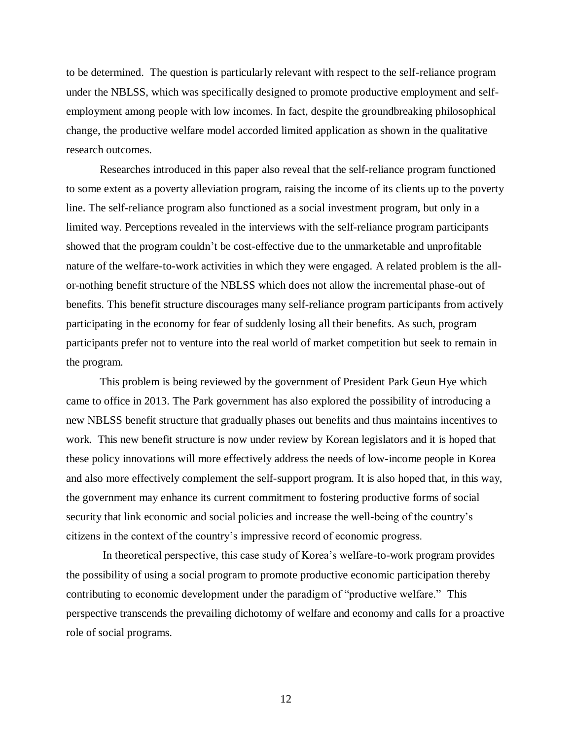to be determined. The question is particularly relevant with respect to the self-reliance program under the NBLSS, which was specifically designed to promote productive employment and self-employment among people with low incomes. In fact, despite the groundbreaking philosophical change, the productive welfare model accorded limited application as shown in the qualitative research outcomes.

Researches introduced in this paper also reveal that the self-reliance program functioned to some extent as a poverty alleviation program, raising the income of its clients up to the poverty line. The self-reliance program also functioned as a social investment program, but only in a limited way. Perceptions revealed in the interviews with the self-reliance program participants showed that the program couldn't be cost-effective due to the unmarketable and unprofitable nature of the welfare-to-work activities in which they were engaged. A related problem is the all-or-nothing benefit structure of the NBLSS which does not allow the incremental phase-out of benefits. This benefit structure discourages many self-reliance program participants from actively participating in the economy for fear of suddenly losing all their benefits. As such, program participants prefer not to venture into the real world of market competition but seek to remain in the program.

This problem is being reviewed by the government of President Park Geun Hye which came to office in 2013. The Park government has also explored the possibility of introducing a new NBLSS benefit structure that gradually phases out benefits and thus maintains incentives to work. This new benefit structure is now under review by Korean legislators and it is hoped that these policy innovations will more effectively address the needs of low-income people in Korea and also more effectively complement the self-support program. It is also hoped that, in this way, the government may enhance its current commitment to fostering productive forms of social security that link economic and social policies and increase the well-being of the country's citizens in the context of the country's impressive record of economic progress.

In theoretical perspective, this case study of Korea's welfare-to-work program provides the possibility of using a social program to promote productive economic participation thereby contributing to economic development under the paradigm of "productive welfare." This perspective transcends the prevailing dichotomy of welfare and economy and calls for a proactive role of social programs.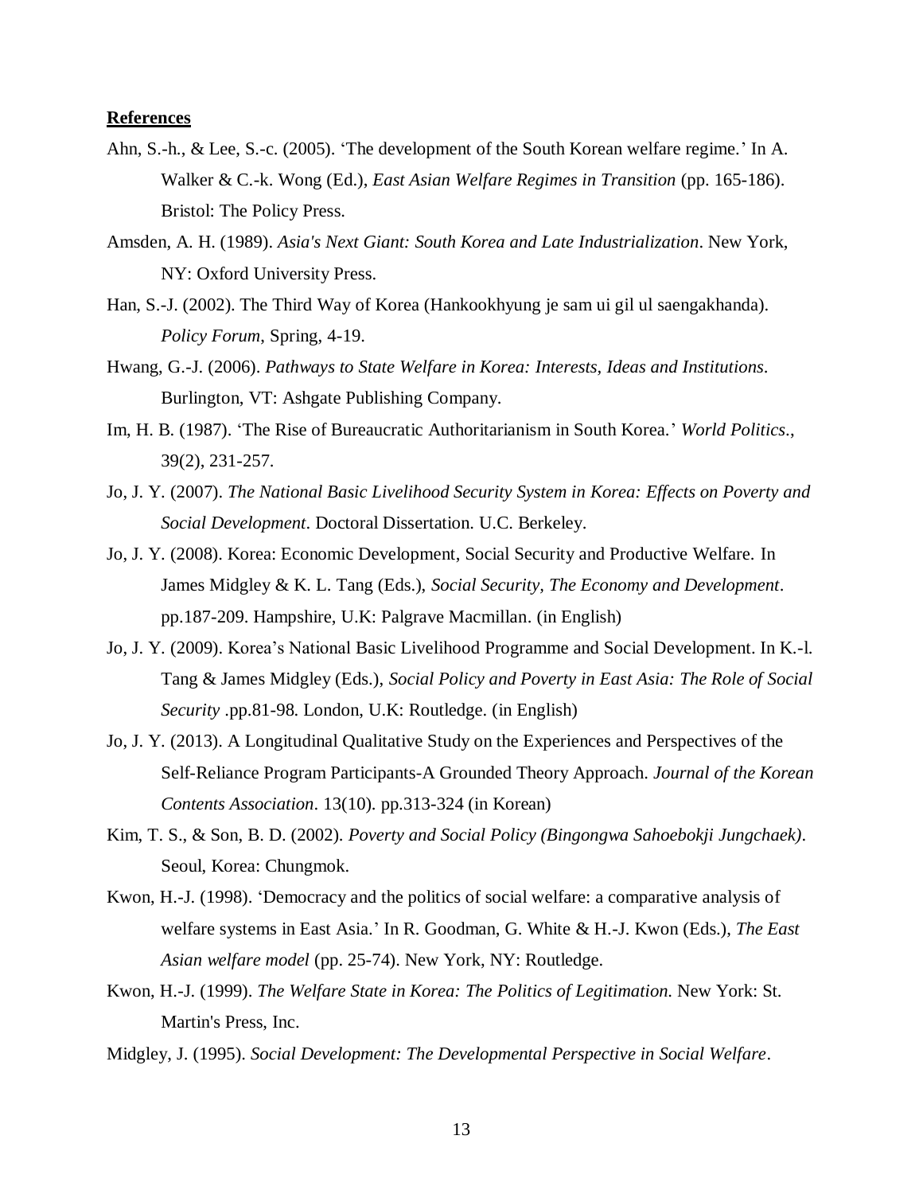**References**

Ahn, S.-h., & Lee, S.-c. (2005). 'The development of the South Korean welfare regime.' In A. Walker & C.-k. Wong (Ed.), *East Asian Welfare Regimes in Transition* (pp. 165-186). Bristol: The Policy Press.

Amsden, A. H. (1989). *Asia's Next Giant: South Korea and Late Industrialization*. New York, NY: Oxford University Press.

Han, S.-J. (2002). The Third Way of Korea (Hankookhyung je sam ui gil ul saengakhanda). *Policy Forum*, Spring, 4-19.

Hwang, G.-J. (2006). *Pathways to State Welfare in Korea: Interests, Ideas and Institutions*. Burlington, VT: Ashgate Publishing Company.

Im, H. B. (1987). 'The Rise of Bureaucratic Authoritarianism in South Korea.' *World Politics*., 39(2), 231-257.

Jo, J. Y. (2007). *The National Basic Livelihood Security System in Korea: Effects on Poverty and Social Development*. Doctoral Dissertation. U.C. Berkeley.

Jo, J. Y. (2008). Korea: Economic Development, Social Security and Productive Welfare. In James Midgley & K. L. Tang (Eds.), *Social Security, The Economy and Development*. pp.187-209. Hampshire, U.K: Palgrave Macmillan. (in English)

Jo, J. Y. (2009). Korea's National Basic Livelihood Programme and Social Development. In K.-l. Tang & James Midgley (Eds.), *Social Policy and Poverty in East Asia: The Role of Social Security* .pp.81-98. London, U.K: Routledge. (in English)

Jo, J. Y. (2013). A Longitudinal Qualitative Study on the Experiences and Perspectives of the Self-Reliance Program Participants-A Grounded Theory Approach. *Journal of the Korean Contents Association*. 13(10). pp.313-324 (in Korean)

Kim, T. S., & Son, B. D. (2002). *Poverty and Social Policy (Bingongwa Sahoebokji Jungchaek)*. Seoul, Korea: Chungmok.

Kwon, H.-J. (1998). 'Democracy and the politics of social welfare: a comparative analysis of welfare systems in East Asia.' In R. Goodman, G. White & H.-J. Kwon (Eds.), *The East Asian welfare model* (pp. 25-74). New York, NY: Routledge.

Kwon, H.-J. (1999). *The Welfare State in Korea: The Politics of Legitimation*. New York: St. Martin's Press, Inc.

Midgley, J. (1995). *Social Development: The Developmental Perspective in Social Welfare*.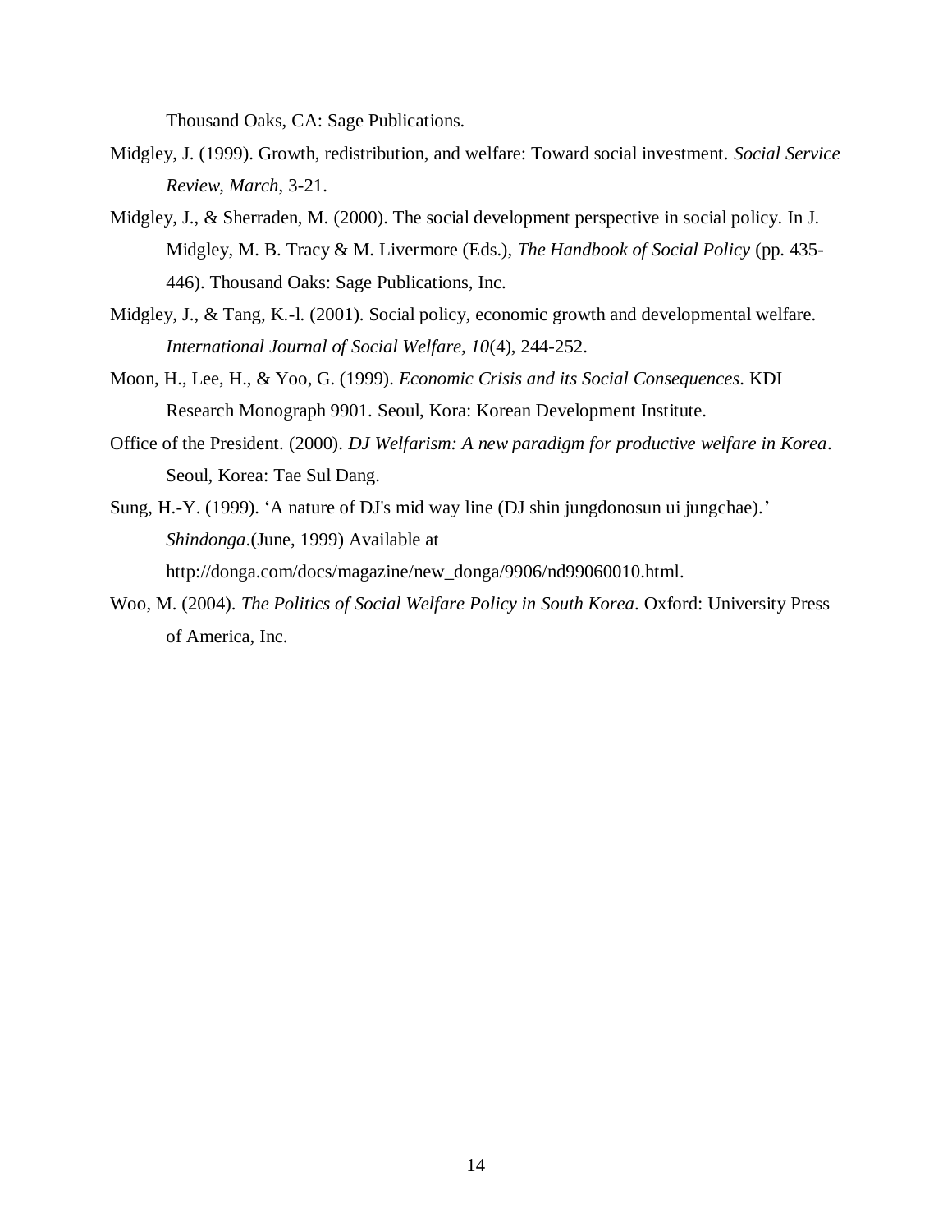Thousand Oaks, CA: Sage Publications.

Midgley, J. (1999). Growth, redistribution, and welfare: Toward social investment. *Social Service Review*, *March*, 3-21.

Midgley, J., & Sherraden, M. (2000). The social development perspective in social policy. In J. Midgley, M. B. Tracy & M. Livermore (Eds.), *The Handbook of Social Policy* (pp. 435-446). Thousand Oaks: Sage Publications, Inc.

Midgley, J., & Tang, K.-l. (2001). Social policy, economic growth and developmental welfare. *International Journal of Social Welfare, 10*(4), 244-252.

Moon, H., Lee, H., & Yoo, G. (1999). *Economic Crisis and its Social Consequences*. KDI Research Monograph 9901. Seoul, Kora: Korean Development Institute.

Office of the President. (2000). *DJ Welfarism: A new paradigm for productive welfare in Korea*. Seoul, Korea: Tae Sul Dang.

Sung, H.-Y. (1999). 'A nature of DJ's mid way line (DJ shin jungdonosun ui jungchae).' *Shindonga*.(June, 1999) Available at http://donga.com/docs/magazine/new_donga/9906/nd99060010.html.

Woo, M. (2004). *The Politics of Social Welfare Policy in South Korea*. Oxford: University Press of America, Inc.